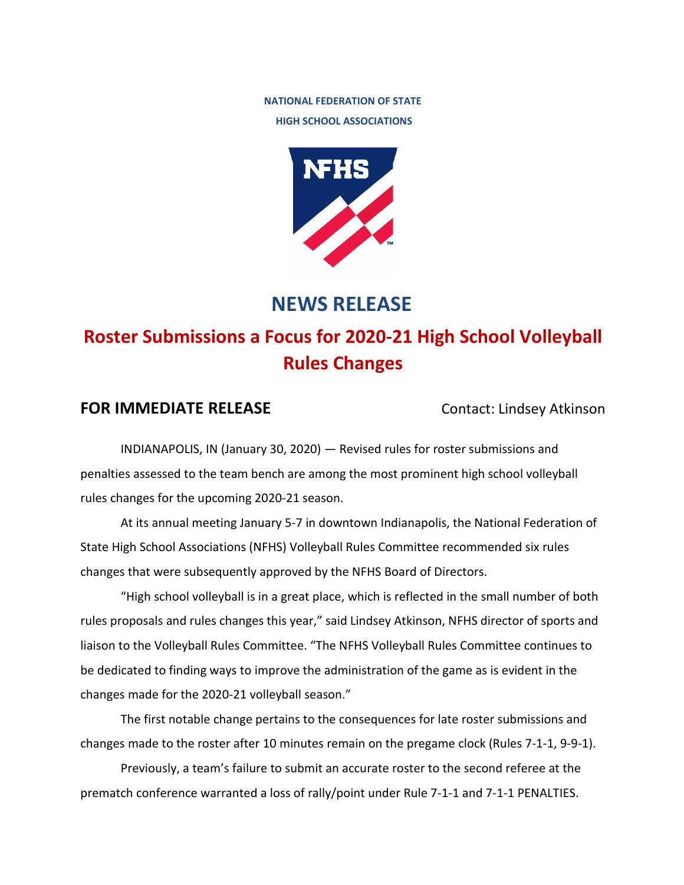NATIONAL FEDERATION OF STATE
HIGH SCHOOL ASSOCIATIONS

# NEWS RELEASE

## Roster Submissions a Focus for 2020-21 High School Volleyball Rules Changes

**FOR IMMEDIATE RELEASE** Contact: Lindsey Atkinson

INDIANAPOLIS, IN (January 30, 2020) — Revised rules for roster submissions and penalties assessed to the team bench are among the most prominent high school volleyball rules changes for the upcoming 2020-21 season.

At its annual meeting January 5-7 in downtown Indianapolis, the National Federation of State High School Associations (NFHS) Volleyball Rules Committee recommended six rules changes that were subsequently approved by the NFHS Board of Directors.

"High school volleyball is in a great place, which is reflected in the small number of both rules proposals and rules changes this year," said Lindsey Atkinson, NFHS director of sports and liaison to the Volleyball Rules Committee. "The NFHS Volleyball Rules Committee continues to be dedicated to finding ways to improve the administration of the game as is evident in the changes made for the 2020-21 volleyball season."

The first notable change pertains to the consequences for late roster submissions and changes made to the roster after 10 minutes remain on the pregame clock (Rules 7-1-1, 9-9-1).

Previously, a team's failure to submit an accurate roster to the second referee at the prematch conference warranted a loss of rally/point under Rule 7-1-1 and 7-1-1 PENALTIES.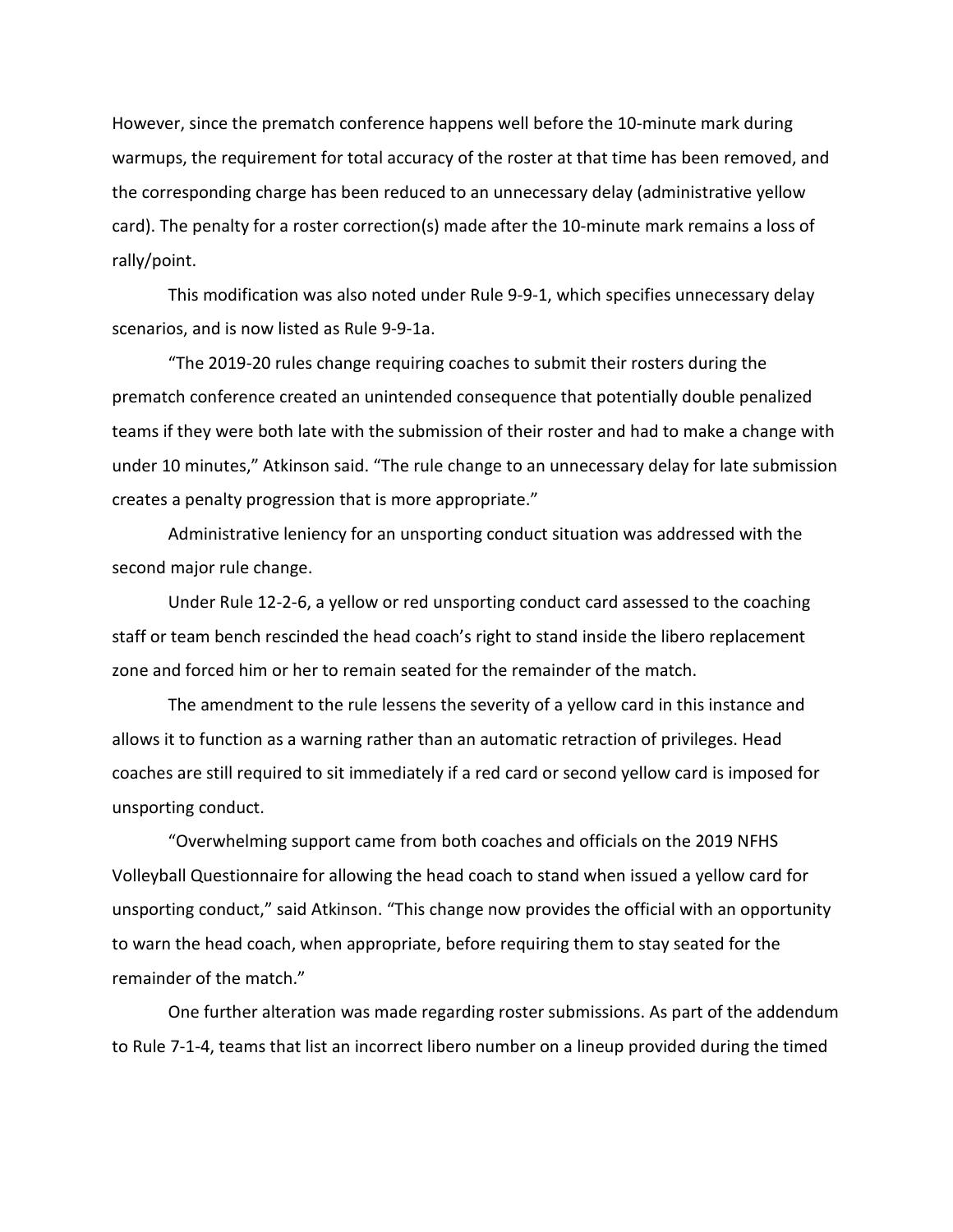However, since the prematch conference happens well before the 10-minute mark during warmups, the requirement for total accuracy of the roster at that time has been removed, and the corresponding charge has been reduced to an unnecessary delay (administrative yellow card). The penalty for a roster correction(s) made after the 10-minute mark remains a loss of rally/point.

This modification was also noted under Rule 9-9-1, which specifies unnecessary delay scenarios, and is now listed as Rule 9-9-1a.

"The 2019-20 rules change requiring coaches to submit their rosters during the prematch conference created an unintended consequence that potentially double penalized teams if they were both late with the submission of their roster and had to make a change with under 10 minutes," Atkinson said. "The rule change to an unnecessary delay for late submission creates a penalty progression that is more appropriate."

Administrative leniency for an unsporting conduct situation was addressed with the second major rule change.

Under Rule 12-2-6, a yellow or red unsporting conduct card assessed to the coaching staff or team bench rescinded the head coach's right to stand inside the libero replacement zone and forced him or her to remain seated for the remainder of the match.

The amendment to the rule lessens the severity of a yellow card in this instance and allows it to function as a warning rather than an automatic retraction of privileges. Head coaches are still required to sit immediately if a red card or second yellow card is imposed for unsporting conduct.

"Overwhelming support came from both coaches and officials on the 2019 NFHS Volleyball Questionnaire for allowing the head coach to stand when issued a yellow card for unsporting conduct," said Atkinson. "This change now provides the official with an opportunity to warn the head coach, when appropriate, before requiring them to stay seated for the remainder of the match."

One further alteration was made regarding roster submissions. As part of the addendum to Rule 7-1-4, teams that list an incorrect libero number on a lineup provided during the timed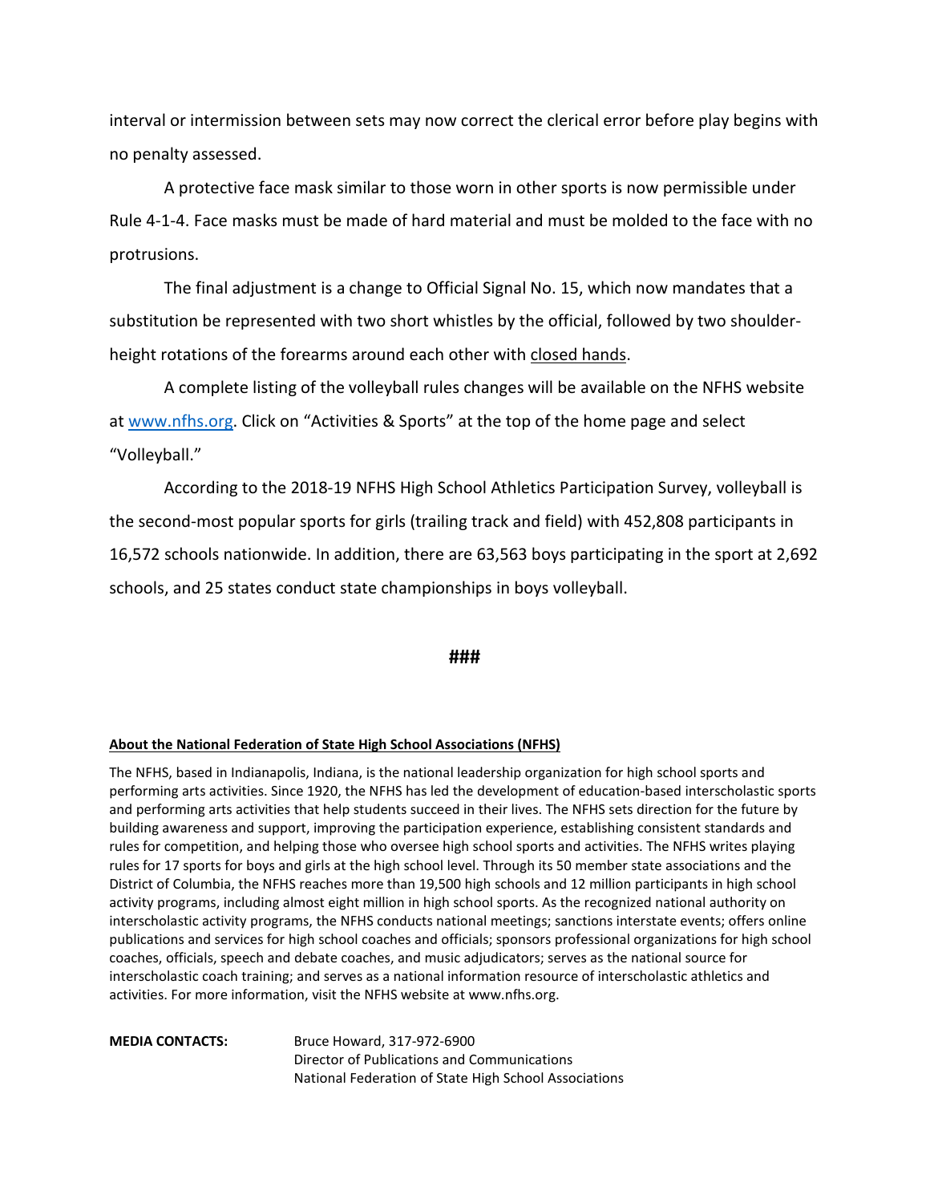interval or intermission between sets may now correct the clerical error before play begins with no penalty assessed.

A protective face mask similar to those worn in other sports is now permissible under Rule 4-1-4. Face masks must be made of hard material and must be molded to the face with no protrusions.

The final adjustment is a change to Official Signal No. 15, which now mandates that a substitution be represented with two short whistles by the official, followed by two shoulder-height rotations of the forearms around each other with closed hands.

A complete listing of the volleyball rules changes will be available on the NFHS website at [www.nfhs.org](http://www.nfhs.org). Click on "Activities & Sports" at the top of the home page and select "Volleyball."

According to the 2018-19 NFHS High School Athletics Participation Survey, volleyball is the second-most popular sports for girls (trailing track and field) with 452,808 participants in 16,572 schools nationwide. In addition, there are 63,563 boys participating in the sport at 2,692 schools, and 25 states conduct state championships in boys volleyball.

###

**About the National Federation of State High School Associations (NFHS)**

The NFHS, based in Indianapolis, Indiana, is the national leadership organization for high school sports and performing arts activities. Since 1920, the NFHS has led the development of education-based interscholastic sports and performing arts activities that help students succeed in their lives. The NFHS sets direction for the future by building awareness and support, improving the participation experience, establishing consistent standards and rules for competition, and helping those who oversee high school sports and activities. The NFHS writes playing rules for 17 sports for boys and girls at the high school level. Through its 50 member state associations and the District of Columbia, the NFHS reaches more than 19,500 high schools and 12 million participants in high school activity programs, including almost eight million in high school sports. As the recognized national authority on interscholastic activity programs, the NFHS conducts national meetings; sanctions interstate events; offers online publications and services for high school coaches and officials; sponsors professional organizations for high school coaches, officials, speech and debate coaches, and music adjudicators; serves as the national source for interscholastic coach training; and serves as a national information resource of interscholastic athletics and activities. For more information, visit the NFHS website at www.nfhs.org.

**MEDIA CONTACTS:** Bruce Howard, 317-972-6900
Director of Publications and Communications
National Federation of State High School Associations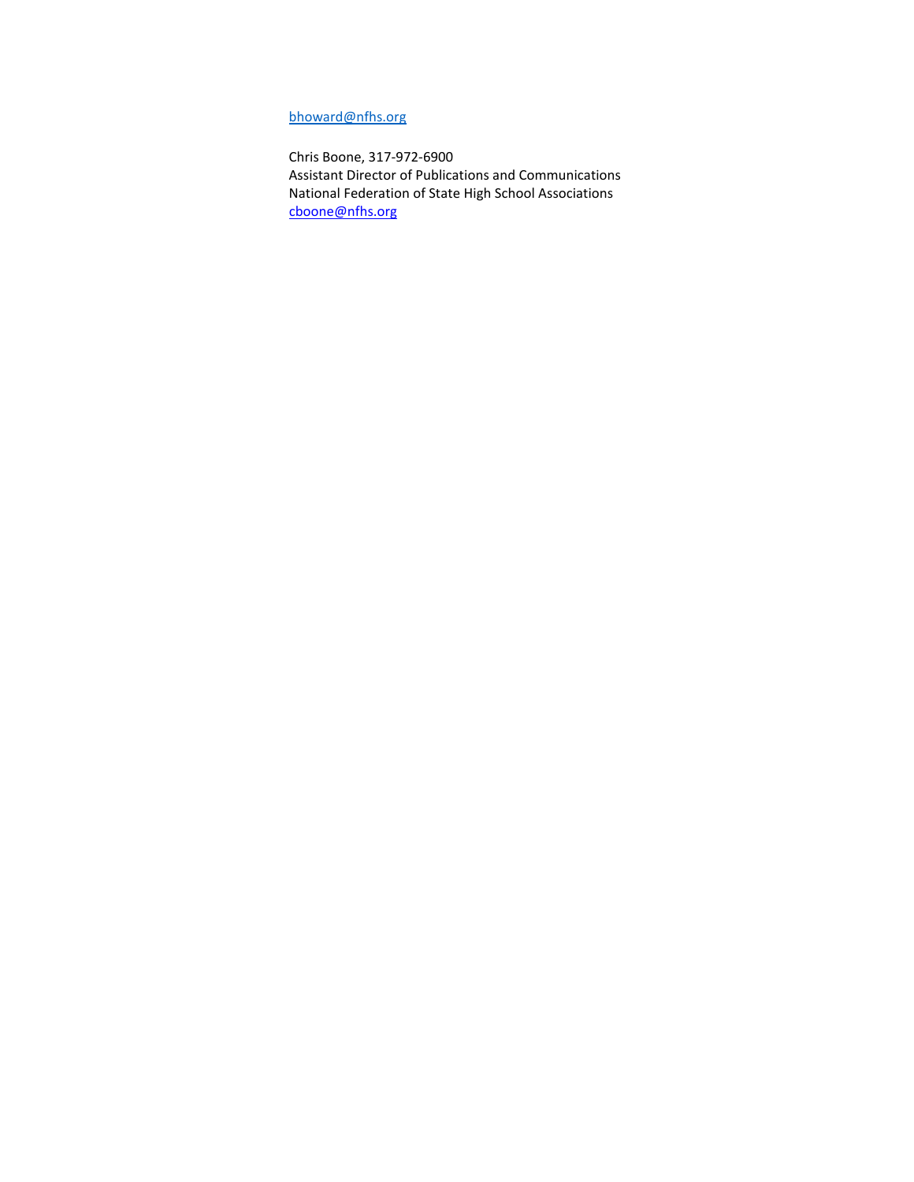bhoward@nfhs.org

Chris Boone, 317-972-6900
Assistant Director of Publications and Communications
National Federation of State High School Associations
cboone@nfhs.org